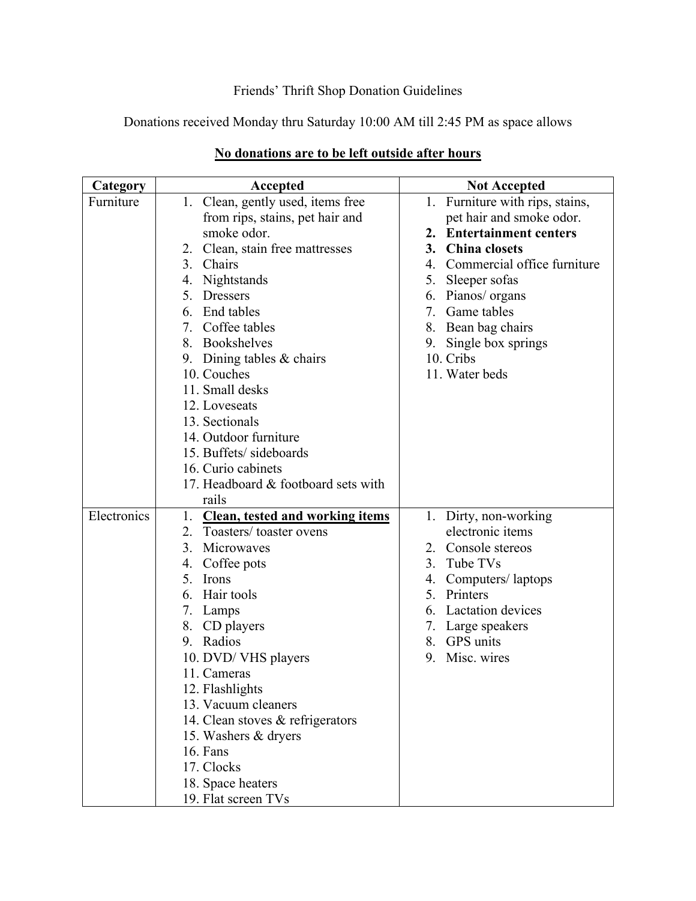Friends' Thrift Shop Donation Guidelines

Donations received Monday thru Saturday 10:00 AM till 2:45 PM as space allows

**No donations are to be left outside after hours**

| Category | Accepted | Not Accepted |
|---|---|---|
| Furniture | 1. Clean, gently used, items free from rips, stains, pet hair and smoke odor.<br>2. Clean, stain free mattresses<br>3. Chairs<br>4. Nightstands<br>5. Dressers<br>6. End tables<br>7. Coffee tables<br>8. Bookshelves<br>9. Dining tables & chairs<br>10. Couches<br>11. Small desks<br>12. Loveseats<br>13. Sectionals<br>14. Outdoor furniture<br>15. Buffets/ sideboards<br>16. Curio cabinets<br>17. Headboard & footboard sets with rails | 1. Furniture with rips, stains, pet hair and smoke odor.<br>**2. Entertainment centers**<br>**3. China closets**<br>4. Commercial office furniture<br>5. Sleeper sofas<br>6. Pianos/ organs<br>7. Game tables<br>8. Bean bag chairs<br>9. Single box springs<br>10. Cribs<br>11. Water beds |
| Electronics | 1. **Clean, tested and working items**<br>2. Toasters/ toaster ovens<br>3. Microwaves<br>4. Coffee pots<br>5. Irons<br>6. Hair tools<br>7. Lamps<br>8. CD players<br>9. Radios<br>10. DVD/ VHS players<br>11. Cameras<br>12. Flashlights<br>13. Vacuum cleaners<br>14. Clean stoves & refrigerators<br>15. Washers & dryers<br>16. Fans<br>17. Clocks<br>18. Space heaters<br>19. Flat screen TVs | 1. Dirty, non-working electronic items<br>2. Console stereos<br>3. Tube TVs<br>4. Computers/ laptops<br>5. Printers<br>6. Lactation devices<br>7. Large speakers<br>8. GPS units<br>9. Misc. wires |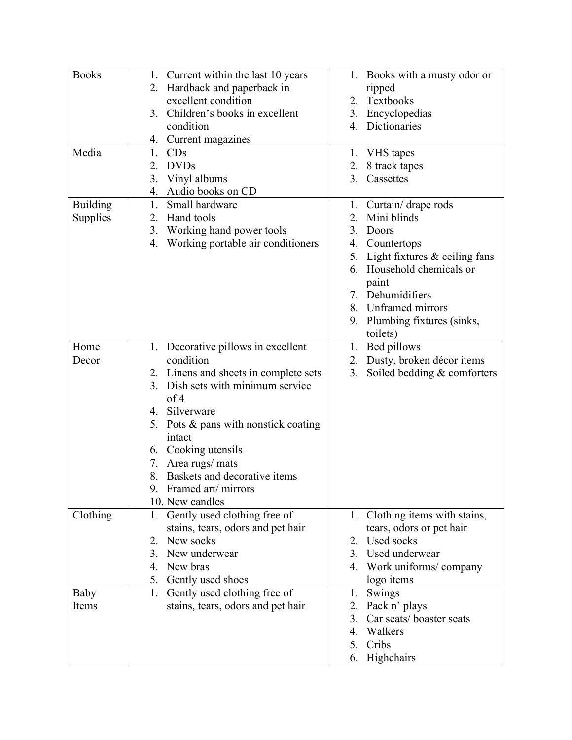| Books | 1. Current within the last 10 years<br>2. Hardback and paperback in excellent condition<br>3. Children's books in excellent condition<br>4. Current magazines | 1. Books with a musty odor or ripped<br>2. Textbooks<br>3. Encyclopedias<br>4. Dictionaries |
|---|---|---|
| Media | 1. CDs<br>2. DVDs<br>3. Vinyl albums<br>4. Audio books on CD | 1. VHS tapes<br>2. 8 track tapes<br>3. Cassettes |
| Building Supplies | 1. Small hardware<br>2. Hand tools<br>3. Working hand power tools<br>4. Working portable air conditioners | 1. Curtain/ drape rods<br>2. Mini blinds<br>3. Doors<br>4. Countertops<br>5. Light fixtures & ceiling fans<br>6. Household chemicals or paint<br>7. Dehumidifiers<br>8. Unframed mirrors<br>9. Plumbing fixtures (sinks, toilets) |
| Home Decor | 1. Decorative pillows in excellent condition<br>2. Linens and sheets in complete sets<br>3. Dish sets with minimum service of 4<br>4. Silverware<br>5. Pots & pans with nonstick coating intact<br>6. Cooking utensils<br>7. Area rugs/ mats<br>8. Baskets and decorative items<br>9. Framed art/ mirrors<br>10. New candles | 1. Bed pillows<br>2. Dusty, broken décor items<br>3. Soiled bedding & comforters |
| Clothing | 1. Gently used clothing free of stains, tears, odors and pet hair<br>2. New socks<br>3. New underwear<br>4. New bras<br>5. Gently used shoes | 1. Clothing items with stains, tears, odors or pet hair<br>2. Used socks<br>3. Used underwear<br>4. Work uniforms/ company logo items |
| Baby Items | 1. Gently used clothing free of stains, tears, odors and pet hair | 1. Swings<br>2. Pack n' plays<br>3. Car seats/ boaster seats<br>4. Walkers<br>5. Cribs<br>6. Highchairs |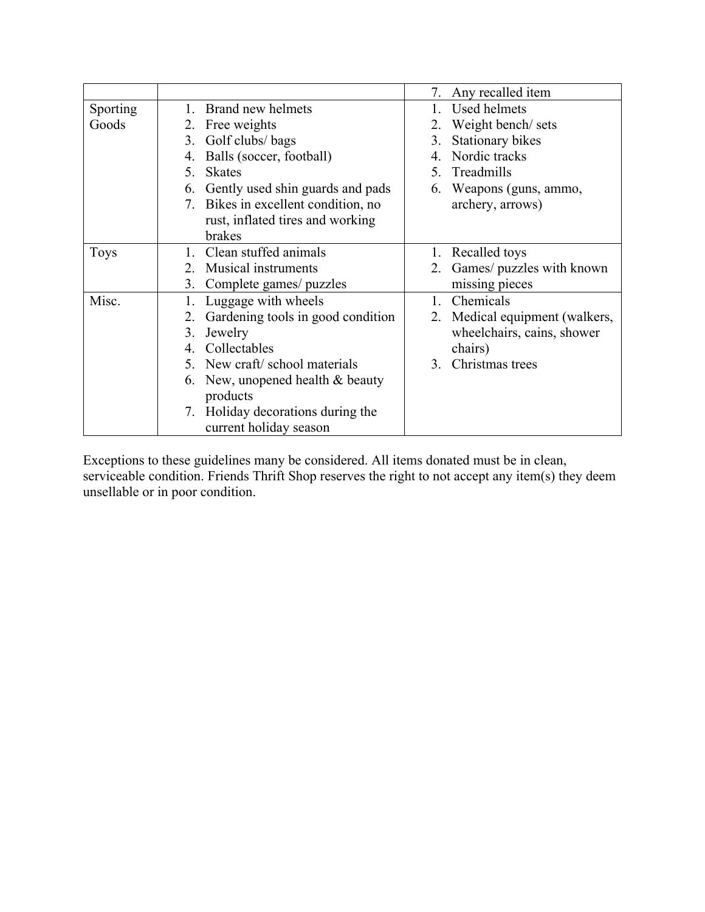| | | |
|---|---|---|
| | | 7. Any recalled item |
| Sporting Goods | 1. Brand new helmets<br>2. Free weights<br>3. Golf clubs/ bags<br>4. Balls (soccer, football)<br>5. Skates<br>6. Gently used shin guards and pads<br>7. Bikes in excellent condition, no rust, inflated tires and working brakes | 1. Used helmets<br>2. Weight bench/ sets<br>3. Stationary bikes<br>4. Nordic tracks<br>5. Treadmills<br>6. Weapons (guns, ammo, archery, arrows) |
| Toys | 1. Clean stuffed animals<br>2. Musical instruments<br>3. Complete games/ puzzles | 1. Recalled toys<br>2. Games/ puzzles with known missing pieces |
| Misc. | 1. Luggage with wheels<br>2. Gardening tools in good condition<br>3. Jewelry<br>4. Collectables<br>5. New craft/ school materials<br>6. New, unopened health & beauty products<br>7. Holiday decorations during the current holiday season | 1. Chemicals<br>2. Medical equipment (walkers, wheelchairs, cains, shower chairs)<br>3. Christmas trees |

Exceptions to these guidelines many be considered. All items donated must be in clean, serviceable condition. Friends Thrift Shop reserves the right to not accept any item(s) they deem unsellable or in poor condition.